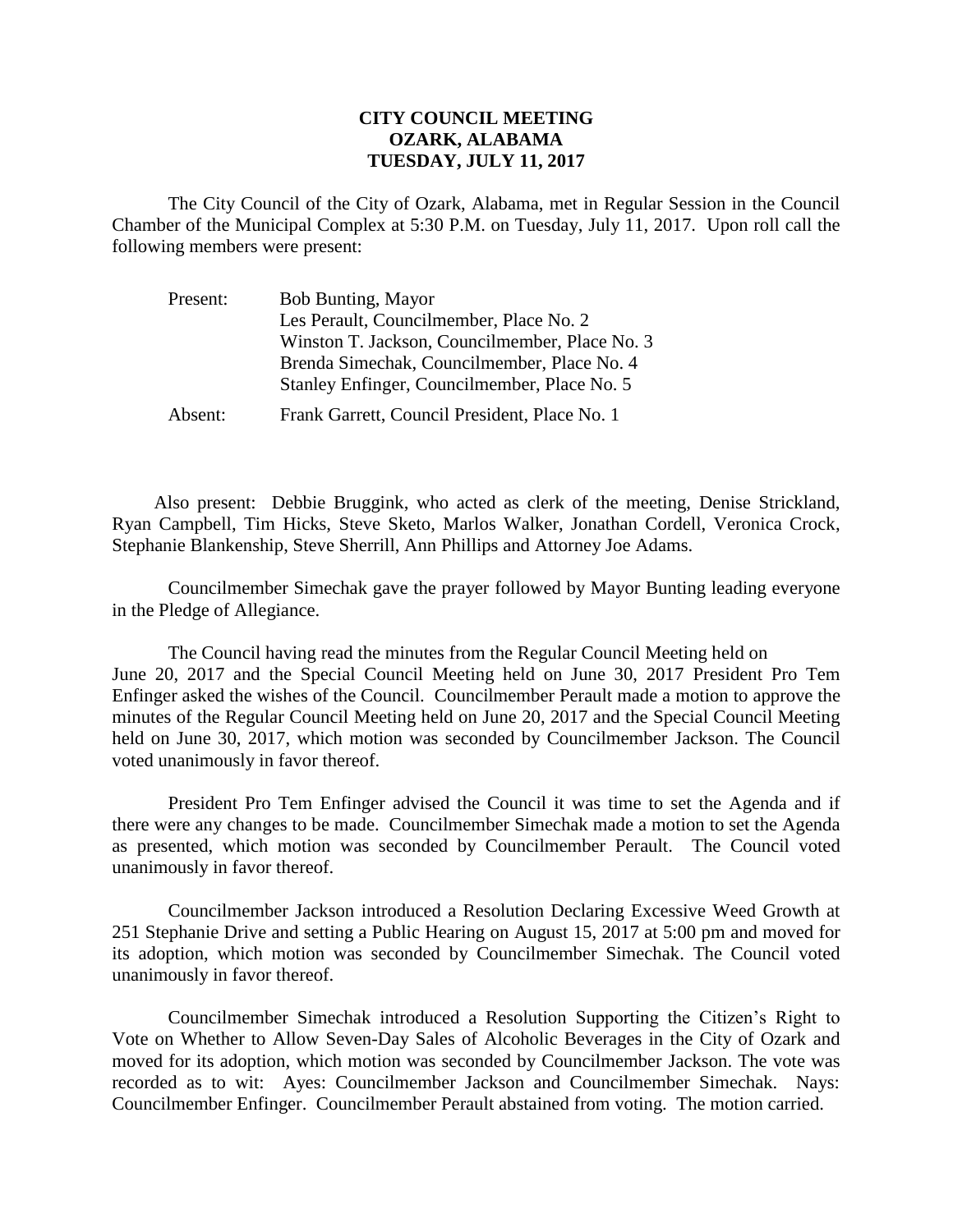**CITY COUNCIL MEETING**
**OZARK, ALABAMA**
**TUESDAY, JULY 11, 2017**

The City Council of the City of Ozark, Alabama, met in Regular Session in the Council Chamber of the Municipal Complex at 5:30 P.M. on Tuesday, July 11, 2017. Upon roll call the following members were present:

| | |
|---|---|
| Present: | Bob Bunting, Mayor |
| | Les Perault, Councilmember, Place No. 2 |
| | Winston T. Jackson, Councilmember, Place No. 3 |
| | Brenda Simechak, Councilmember, Place No. 4 |
| | Stanley Enfinger, Councilmember, Place No. 5 |
| Absent: | Frank Garrett, Council President, Place No. 1 |

Also present: Debbie Bruggink, who acted as clerk of the meeting, Denise Strickland, Ryan Campbell, Tim Hicks, Steve Sketo, Marlos Walker, Jonathan Cordell, Veronica Crock, Stephanie Blankenship, Steve Sherrill, Ann Phillips and Attorney Joe Adams.

Councilmember Simechak gave the prayer followed by Mayor Bunting leading everyone in the Pledge of Allegiance.

The Council having read the minutes from the Regular Council Meeting held on June 20, 2017 and the Special Council Meeting held on June 30, 2017 President Pro Tem Enfinger asked the wishes of the Council. Councilmember Perault made a motion to approve the minutes of the Regular Council Meeting held on June 20, 2017 and the Special Council Meeting held on June 30, 2017, which motion was seconded by Councilmember Jackson. The Council voted unanimously in favor thereof.

President Pro Tem Enfinger advised the Council it was time to set the Agenda and if there were any changes to be made. Councilmember Simechak made a motion to set the Agenda as presented, which motion was seconded by Councilmember Perault. The Council voted unanimously in favor thereof.

Councilmember Jackson introduced a Resolution Declaring Excessive Weed Growth at 251 Stephanie Drive and setting a Public Hearing on August 15, 2017 at 5:00 pm and moved for its adoption, which motion was seconded by Councilmember Simechak. The Council voted unanimously in favor thereof.

Councilmember Simechak introduced a Resolution Supporting the Citizen's Right to Vote on Whether to Allow Seven-Day Sales of Alcoholic Beverages in the City of Ozark and moved for its adoption, which motion was seconded by Councilmember Jackson. The vote was recorded as to wit: Ayes: Councilmember Jackson and Councilmember Simechak. Nays: Councilmember Enfinger. Councilmember Perault abstained from voting. The motion carried.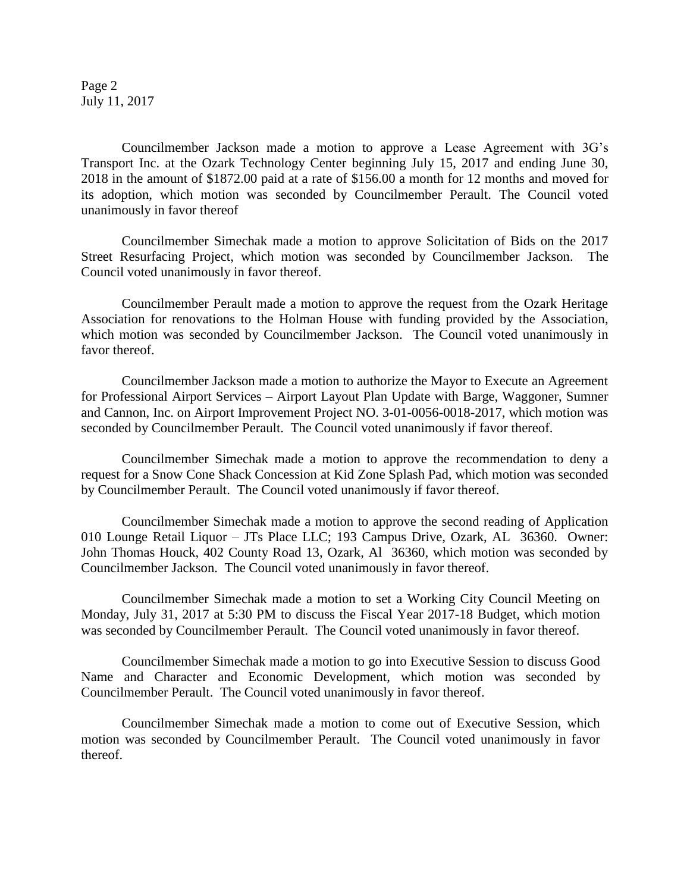Councilmember Jackson made a motion to approve a Lease Agreement with 3G's Transport Inc. at the Ozark Technology Center beginning July 15, 2017 and ending June 30, 2018 in the amount of $1872.00 paid at a rate of $156.00 a month for 12 months and moved for its adoption, which motion was seconded by Councilmember Perault. The Council voted unanimously in favor thereof

Councilmember Simechak made a motion to approve Solicitation of Bids on the 2017 Street Resurfacing Project, which motion was seconded by Councilmember Jackson. The Council voted unanimously in favor thereof.

Councilmember Perault made a motion to approve the request from the Ozark Heritage Association for renovations to the Holman House with funding provided by the Association, which motion was seconded by Councilmember Jackson. The Council voted unanimously in favor thereof.

Councilmember Jackson made a motion to authorize the Mayor to Execute an Agreement for Professional Airport Services – Airport Layout Plan Update with Barge, Waggoner, Sumner and Cannon, Inc. on Airport Improvement Project NO. 3-01-0056-0018-2017, which motion was seconded by Councilmember Perault. The Council voted unanimously if favor thereof.

Councilmember Simechak made a motion to approve the recommendation to deny a request for a Snow Cone Shack Concession at Kid Zone Splash Pad, which motion was seconded by Councilmember Perault. The Council voted unanimously if favor thereof.

Councilmember Simechak made a motion to approve the second reading of Application 010 Lounge Retail Liquor – JTs Place LLC; 193 Campus Drive, Ozark, AL 36360. Owner: John Thomas Houck, 402 County Road 13, Ozark, Al 36360, which motion was seconded by Councilmember Jackson. The Council voted unanimously in favor thereof.

Councilmember Simechak made a motion to set a Working City Council Meeting on Monday, July 31, 2017 at 5:30 PM to discuss the Fiscal Year 2017-18 Budget, which motion was seconded by Councilmember Perault. The Council voted unanimously in favor thereof.

Councilmember Simechak made a motion to go into Executive Session to discuss Good Name and Character and Economic Development, which motion was seconded by Councilmember Perault. The Council voted unanimously in favor thereof.

Councilmember Simechak made a motion to come out of Executive Session, which motion was seconded by Councilmember Perault. The Council voted unanimously in favor thereof.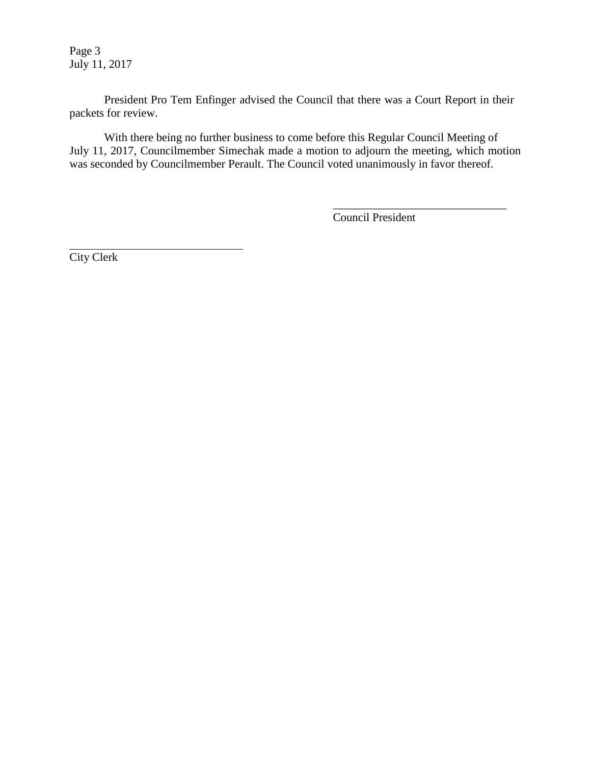President Pro Tem Enfinger advised the Council that there was a Court Report in their packets for review.

With there being no further business to come before this Regular Council Meeting of July 11, 2017, Councilmember Simechak made a motion to adjourn the meeting, which motion was seconded by Councilmember Perault. The Council voted unanimously in favor thereof.

\_\_\_\_\_\_\_\_\_\_\_\_\_\_\_\_\_\_\_\_\_\_\_\_\_\_\_\_\_\_
Council President

\_\_\_\_\_\_\_\_\_\_\_\_\_\_\_\_\_\_\_\_\_\_\_\_\_\_\_\_\_\_
City Clerk